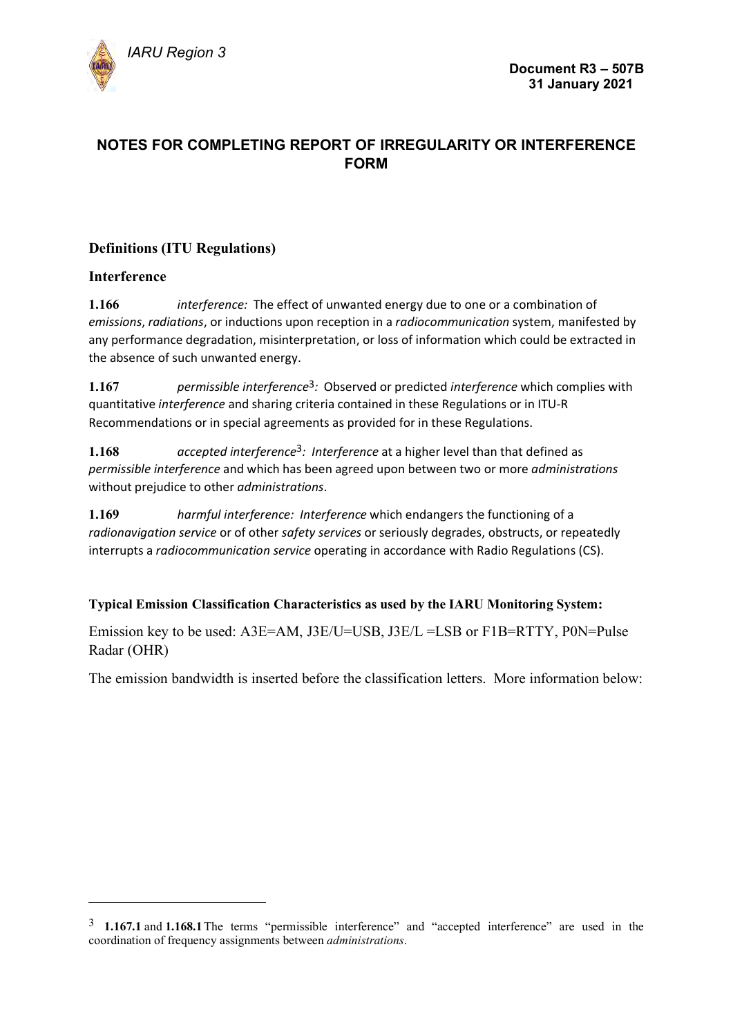IARU Region 3

**Document R3 – 507B**
**31 January 2021**

## NOTES FOR COMPLETING REPORT OF IRREGULARITY OR INTERFERENCE FORM

### Definitions (ITU Regulations)

### Interference

**1.166** *interference:* The effect of unwanted energy due to one or a combination of *emissions*, *radiations*, or inductions upon reception in a *radiocommunication* system, manifested by any performance degradation, misinterpretation, or loss of information which could be extracted in the absence of such unwanted energy.

**1.167** *permissible interference*[3]*:* Observed or predicted *interference* which complies with quantitative *interference* and sharing criteria contained in these Regulations or in ITU-R Recommendations or in special agreements as provided for in these Regulations.

**1.168** *accepted interference*[3]*: Interference* at a higher level than that defined as *permissible interference* and which has been agreed upon between two or more *administrations* without prejudice to other *administrations*.

**1.169** *harmful interference: Interference* which endangers the functioning of a *radionavigation service* or of other *safety services* or seriously degrades, obstructs, or repeatedly interrupts a *radiocommunication service* operating in accordance with Radio Regulations (CS).

**Typical Emission Classification Characteristics as used by the IARU Monitoring System:**

Emission key to be used: A3E=AM, J3E/U=USB, J3E/L =LSB or F1B=RTTY, P0N=Pulse Radar (OHR)

The emission bandwidth is inserted before the classification letters. More information below:

---

[3] **1.167.1** and **1.168.1** The terms "permissible interference" and "accepted interference" are used in the coordination of frequency assignments between *administrations*.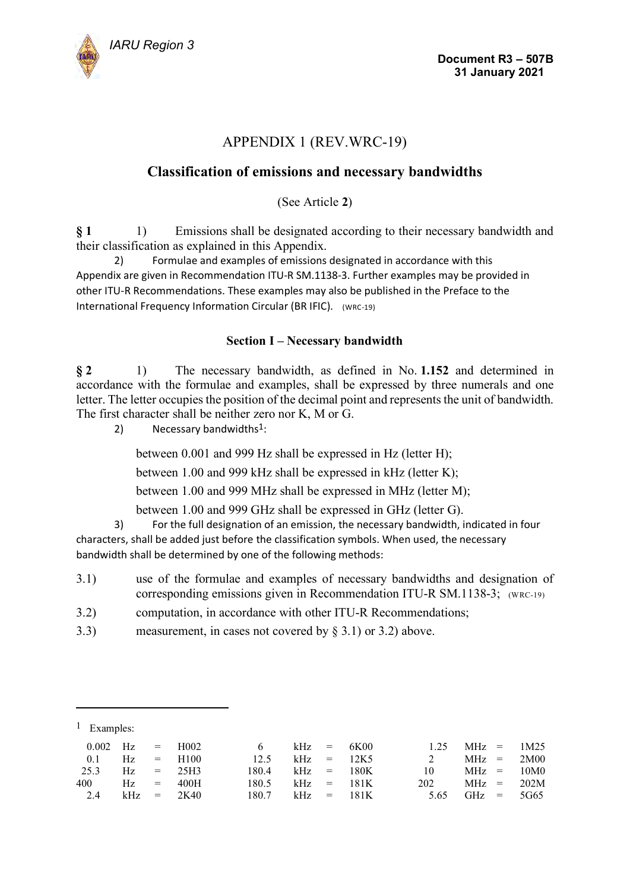# APPENDIX 1 (REV.WRC-19)

## Classification of emissions and necessary bandwidths

(See Article **2**)

**§ 1** 1) Emissions shall be designated according to their necessary bandwidth and their classification as explained in this Appendix.

2) Formulae and examples of emissions designated in accordance with this Appendix are given in Recommendation ITU-R SM.1138-3. Further examples may be provided in other ITU-R Recommendations. These examples may also be published in the Preface to the International Frequency Information Circular (BR IFIC). (WRC-19)

### Section I – Necessary bandwidth

**§ 2** 1) The necessary bandwidth, as defined in No. **1.152** and determined in accordance with the formulae and examples, shall be expressed by three numerals and one letter. The letter occupies the position of the decimal point and represents the unit of bandwidth. The first character shall be neither zero nor K, M or G.

2) Necessary bandwidths[1]:

between 0.001 and 999 Hz shall be expressed in Hz (letter H);

between 1.00 and 999 kHz shall be expressed in kHz (letter K);

between 1.00 and 999 MHz shall be expressed in MHz (letter M);

between 1.00 and 999 GHz shall be expressed in GHz (letter G).

3) For the full designation of an emission, the necessary bandwidth, indicated in four characters, shall be added just before the classification symbols. When used, the necessary bandwidth shall be determined by one of the following methods:

3.1) use of the formulae and examples of necessary bandwidths and designation of corresponding emissions given in Recommendation ITU-R SM.1138-3; (WRC-19)

3.2) computation, in accordance with other ITU-R Recommendations;

3.3) measurement, in cases not covered by § 3.1) or 3.2) above.

---

[1] Examples:

| | | | | | | | | | | | |
|---|---|---|---|---|---|---|---|---|---|---|---|
| 0.002 | Hz | = | H002 | 6 | kHz | = | 6K00 | 1.25 | MHz | = | 1M25 |
| 0.1 | Hz | = | H100 | 12.5 | kHz | = | 12K5 | 2 | MHz | = | 2M00 |
| 25.3 | Hz | = | 25H3 | 180.4 | kHz | = | 180K | 10 | MHz | = | 10M0 |
| 400 | Hz | = | 400H | 180.5 | kHz | = | 181K | 202 | MHz | = | 202M |
| 2.4 | kHz | = | 2K40 | 180.7 | kHz | = | 181K | 5.65 | GHz | = | 5G65 |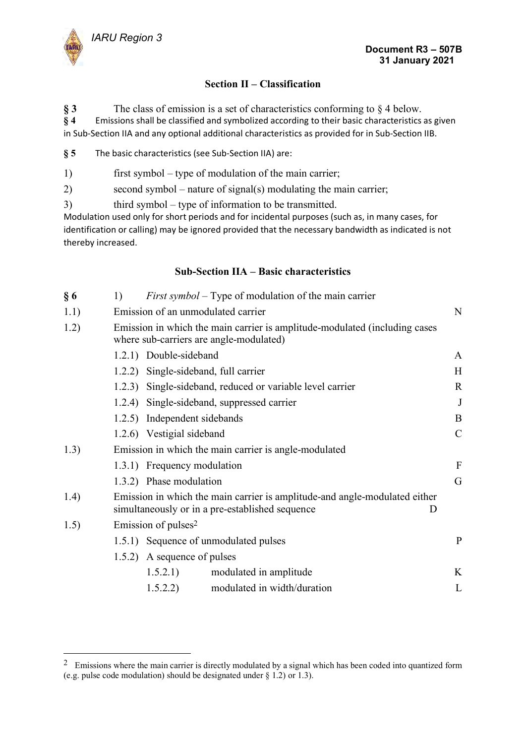## Section II – Classification

**§ 3** The class of emission is a set of characteristics conforming to § 4 below.

**§ 4** Emissions shall be classified and symbolized according to their basic characteristics as given in Sub-Section IIA and any optional additional characteristics as provided for in Sub-Section IIB.

**§ 5** The basic characteristics (see Sub-Section IIA) are:

1) first symbol – type of modulation of the main carrier;

2) second symbol – nature of signal(s) modulating the main carrier;

3) third symbol – type of information to be transmitted.

Modulation used only for short periods and for incidental purposes (such as, in many cases, for identification or calling) may be ignored provided that the necessary bandwidth as indicated is not thereby increased.

### Sub-Section IIA – Basic characteristics

**§ 6** 1) *First symbol* – Type of modulation of the main carrier

1.1) Emission of an unmodulated carrier — N

1.2) Emission in which the main carrier is amplitude-modulated (including cases where sub-carriers are angle-modulated)

- 1.2.1) Double-sideband — A
- 1.2.2) Single-sideband, full carrier — H
- 1.2.3) Single-sideband, reduced or variable level carrier — R
- 1.2.4) Single-sideband, suppressed carrier — J
- 1.2.5) Independent sidebands — B
- 1.2.6) Vestigial sideband — C

1.3) Emission in which the main carrier is angle-modulated

- 1.3.1) Frequency modulation — F
- 1.3.2) Phase modulation — G

1.4) Emission in which the main carrier is amplitude-and angle-modulated either simultaneously or in a pre-established sequence — D

1.5) Emission of pulses[2]

- 1.5.1) Sequence of unmodulated pulses — P
- 1.5.2) A sequence of pulses
  - 1.5.2.1) modulated in amplitude — K
  - 1.5.2.2) modulated in width/duration — L

[2] Emissions where the main carrier is directly modulated by a signal which has been coded into quantized form (e.g. pulse code modulation) should be designated under § 1.2) or 1.3).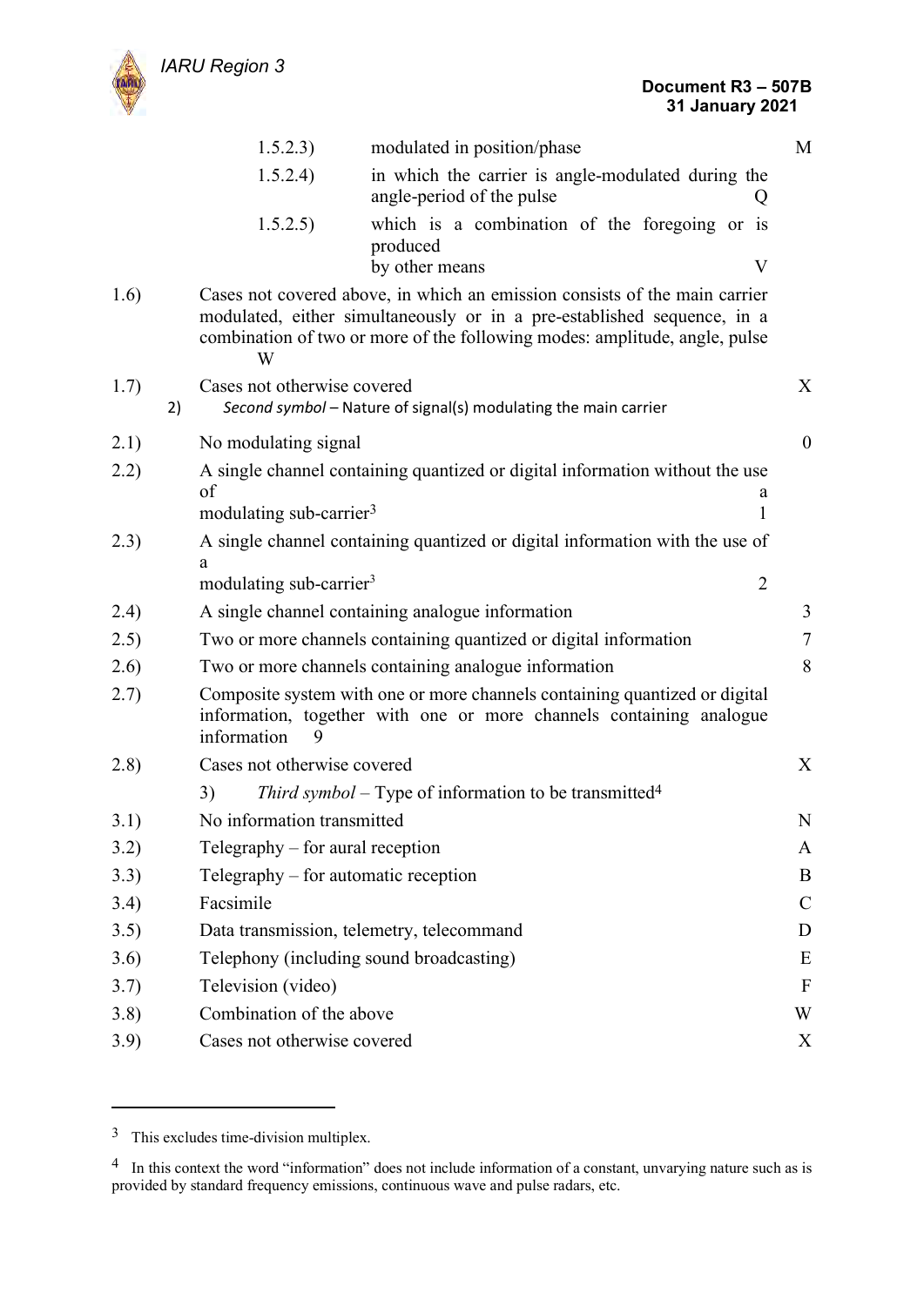| | | |
|---|---|---|
| 1.5.2.3) | modulated in position/phase | M |
| 1.5.2.4) | in which the carrier is angle-modulated during the angle-period of the pulse | Q |
| 1.5.2.5) | which is a combination of the foregoing or is produced by other means | V |

| | | |
|---|---|---|
| 1.6) | Cases not covered above, in which an emission consists of the main carrier modulated, either simultaneously or in a pre-established sequence, in a combination of two or more of the following modes: amplitude, angle, pulse | W |
| 1.7) | Cases not otherwise covered | X |

2) *Second symbol* – Nature of signal(s) modulating the main carrier

| | | |
|---|---|---|
| 2.1) | No modulating signal | 0 |
| 2.2) | A single channel containing quantized or digital information without the use of a modulating sub-carrier[3] | 1 |
| 2.3) | A single channel containing quantized or digital information with the use of a modulating sub-carrier[3] | 2 |
| 2.4) | A single channel containing analogue information | 3 |
| 2.5) | Two or more channels containing quantized or digital information | 7 |
| 2.6) | Two or more channels containing analogue information | 8 |
| 2.7) | Composite system with one or more channels containing quantized or digital information, together with one or more channels containing analogue information | 9 |
| 2.8) | Cases not otherwise covered | X |

3) *Third symbol* – Type of information to be transmitted[4]

| | | |
|---|---|---|
| 3.1) | No information transmitted | N |
| 3.2) | Telegraphy – for aural reception | A |
| 3.3) | Telegraphy – for automatic reception | B |
| 3.4) | Facsimile | C |
| 3.5) | Data transmission, telemetry, telecommand | D |
| 3.6) | Telephony (including sound broadcasting) | E |
| 3.7) | Television (video) | F |
| 3.8) | Combination of the above | W |
| 3.9) | Cases not otherwise covered | X |

---

[3] This excludes time-division multiplex.

[4] In this context the word "information" does not include information of a constant, unvarying nature such as is provided by standard frequency emissions, continuous wave and pulse radars, etc.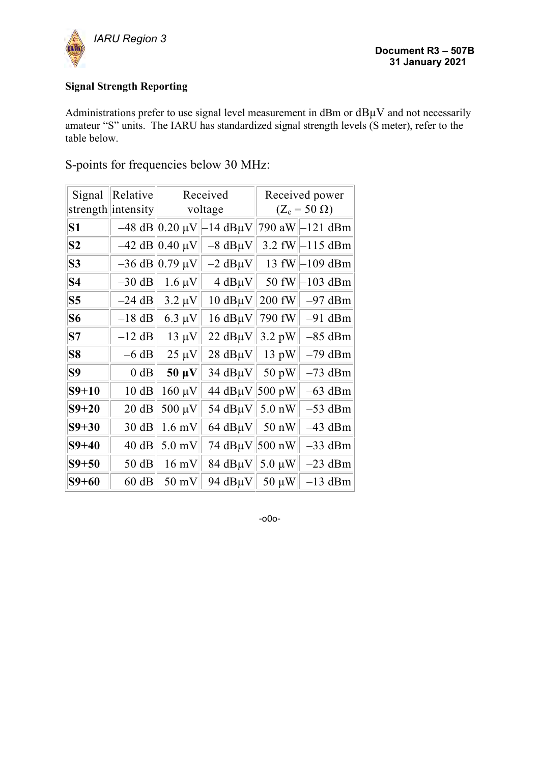**Signal Strength Reporting**

Administrations prefer to use signal level measurement in dBm or dBμV and not necessarily amateur "S" units. The IARU has standardized signal strength levels (S meter), refer to the table below.

S-points for frequencies below 30 MHz:

| Signal strength | Relative intensity | Received voltage | | Received power ($Z_c$ = 50 Ω) | |
|---|---|---|---|---|---|
| **S1** | –48 dB | 0.20 μV | –14 dBμV | 790 aW | –121 dBm |
| **S2** | –42 dB | 0.40 μV | –8 dBμV | 3.2 fW | –115 dBm |
| **S3** | –36 dB | 0.79 μV | –2 dBμV | 13 fW | –109 dBm |
| **S4** | –30 dB | 1.6 μV | 4 dBμV | 50 fW | –103 dBm |
| **S5** | –24 dB | 3.2 μV | 10 dBμV | 200 fW | –97 dBm |
| **S6** | –18 dB | 6.3 μV | 16 dBμV | 790 fW | –91 dBm |
| **S7** | –12 dB | 13 μV | 22 dBμV | 3.2 pW | –85 dBm |
| **S8** | –6 dB | 25 μV | 28 dBμV | 13 pW | –79 dBm |
| **S9** | 0 dB | **50 μV** | 34 dBμV | 50 pW | –73 dBm |
| **S9+10** | 10 dB | 160 μV | 44 dBμV | 500 pW | –63 dBm |
| **S9+20** | 20 dB | 500 μV | 54 dBμV | 5.0 nW | –53 dBm |
| **S9+30** | 30 dB | 1.6 mV | 64 dBμV | 50 nW | –43 dBm |
| **S9+40** | 40 dB | 5.0 mV | 74 dBμV | 500 nW | –33 dBm |
| **S9+50** | 50 dB | 16 mV | 84 dBμV | 5.0 μW | –23 dBm |
| **S9+60** | 60 dB | 50 mV | 94 dBμV | 50 μW | –13 dBm |

-o0o-